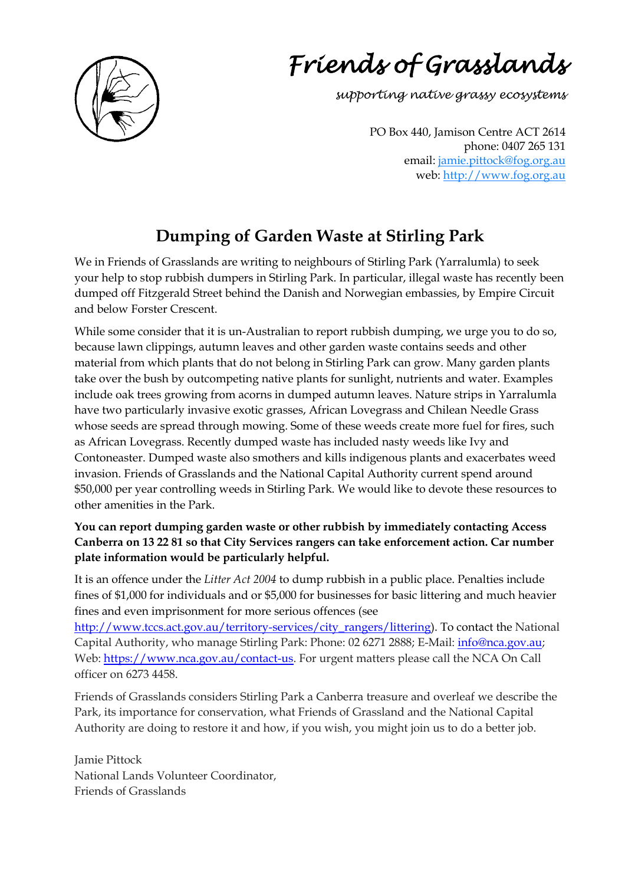# *Friends of Grasslands*

*supporting native grassy ecosystems*

PO Box 440, Jamison Centre ACT 2614
phone: 0407 265 131
email: jamie.pittock@fog.org.au
web: http://www.fog.org.au

## Dumping of Garden Waste at Stirling Park

We in Friends of Grasslands are writing to neighbours of Stirling Park (Yarralumla) to seek your help to stop rubbish dumpers in Stirling Park. In particular, illegal waste has recently been dumped off Fitzgerald Street behind the Danish and Norwegian embassies, by Empire Circuit and below Forster Crescent.

While some consider that it is un-Australian to report rubbish dumping, we urge you to do so, because lawn clippings, autumn leaves and other garden waste contains seeds and other material from which plants that do not belong in Stirling Park can grow. Many garden plants take over the bush by outcompeting native plants for sunlight, nutrients and water. Examples include oak trees growing from acorns in dumped autumn leaves. Nature strips in Yarralumla have two particularly invasive exotic grasses, African Lovegrass and Chilean Needle Grass whose seeds are spread through mowing. Some of these weeds create more fuel for fires, such as African Lovegrass. Recently dumped waste has included nasty weeds like Ivy and Contoneaster. Dumped waste also smothers and kills indigenous plants and exacerbates weed invasion. Friends of Grasslands and the National Capital Authority current spend around $50,000 per year controlling weeds in Stirling Park. We would like to devote these resources to other amenities in the Park.

**You can report dumping garden waste or other rubbish by immediately contacting Access Canberra on 13 22 81 so that City Services rangers can take enforcement action. Car number plate information would be particularly helpful.**

It is an offence under the *Litter Act 2004* to dump rubbish in a public place. Penalties include fines of $1,000 for individuals and or $5,000 for businesses for basic littering and much heavier fines and even imprisonment for more serious offences (see http://www.tccs.act.gov.au/territory-services/city_rangers/littering). To contact the National Capital Authority, who manage Stirling Park: Phone: 02 6271 2888; E-Mail: info@nca.gov.au; Web: https://www.nca.gov.au/contact-us. For urgent matters please call the NCA On Call officer on 6273 4458.

Friends of Grasslands considers Stirling Park a Canberra treasure and overleaf we describe the Park, its importance for conservation, what Friends of Grassland and the National Capital Authority are doing to restore it and how, if you wish, you might join us to do a better job.

Jamie Pittock
National Lands Volunteer Coordinator,
Friends of Grasslands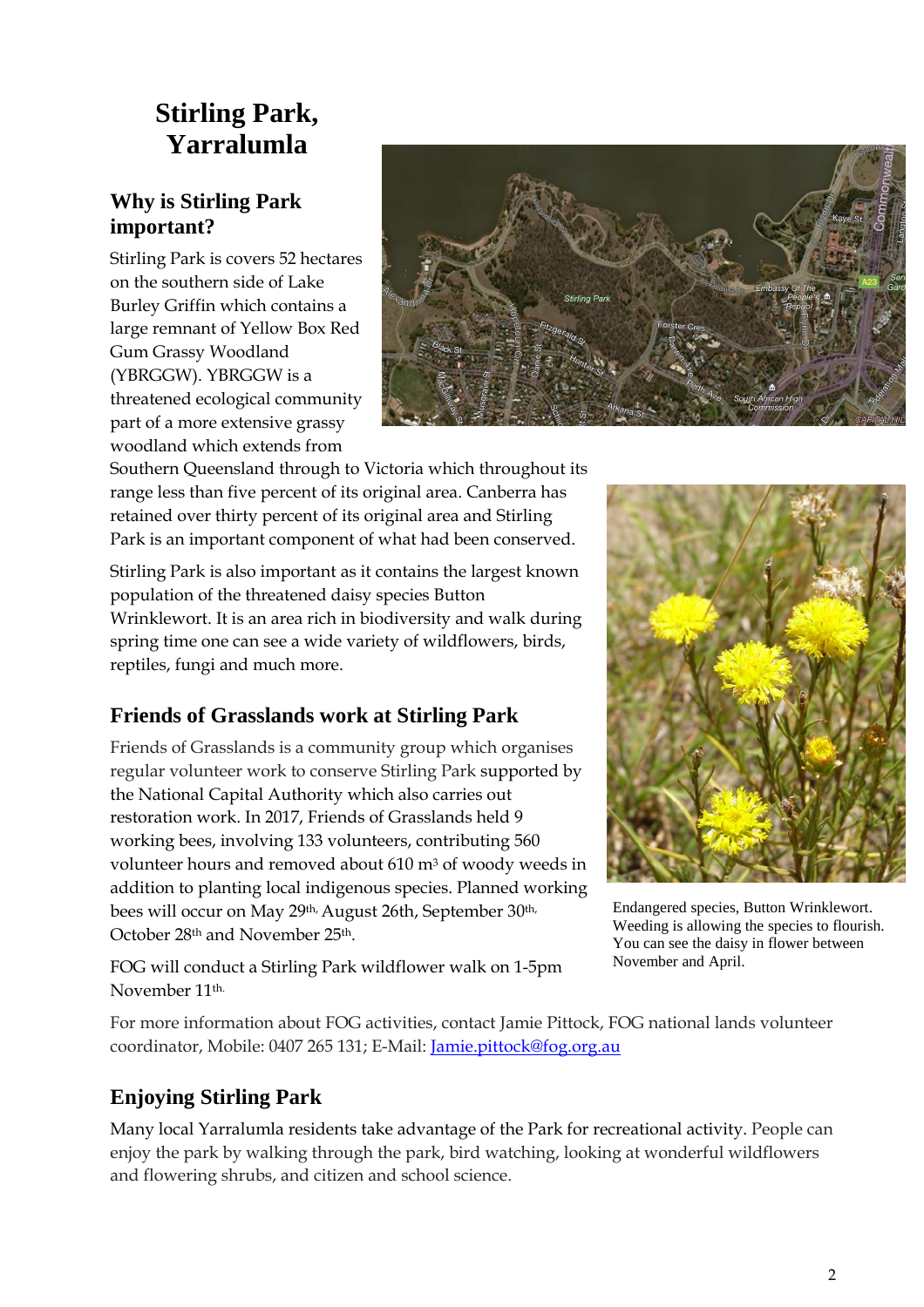# Stirling Park, Yarralumla

## Why is Stirling Park important?

Stirling Park is covers 52 hectares on the southern side of Lake Burley Griffin which contains a large remnant of Yellow Box Red Gum Grassy Woodland (YBRGGW). YBRGGW is a threatened ecological community part of a more extensive grassy woodland which extends from Southern Queensland through to Victoria which throughout its range less than five percent of its original area. Canberra has retained over thirty percent of its original area and Stirling Park is an important component of what had been conserved.

Stirling Park is also important as it contains the largest known population of the threatened daisy species Button Wrinklewort. It is an area rich in biodiversity and walk during spring time one can see a wide variety of wildflowers, birds, reptiles, fungi and much more.

## Friends of Grasslands work at Stirling Park

Friends of Grasslands is a community group which organises regular volunteer work to conserve Stirling Park supported by the National Capital Authority which also carries out restoration work. In 2017, Friends of Grasslands held 9 working bees, involving 133 volunteers, contributing 560 volunteer hours and removed about 610 m$^3$ of woody weeds in addition to planting local indigenous species. Planned working bees will occur on May 29th, August 26th, September 30th, October 28th and November 25th.

FOG will conduct a Stirling Park wildflower walk on 1-5pm November 11th.

Endangered species, Button Wrinklewort. Weeding is allowing the species to flourish. You can see the daisy in flower between November and April.

For more information about FOG activities, contact Jamie Pittock, FOG national lands volunteer coordinator, Mobile: 0407 265 131; E-Mail: Jamie.pittock@fog.org.au

## Enjoying Stirling Park

Many local Yarralumla residents take advantage of the Park for recreational activity. People can enjoy the park by walking through the park, bird watching, looking at wonderful wildflowers and flowering shrubs, and citizen and school science.